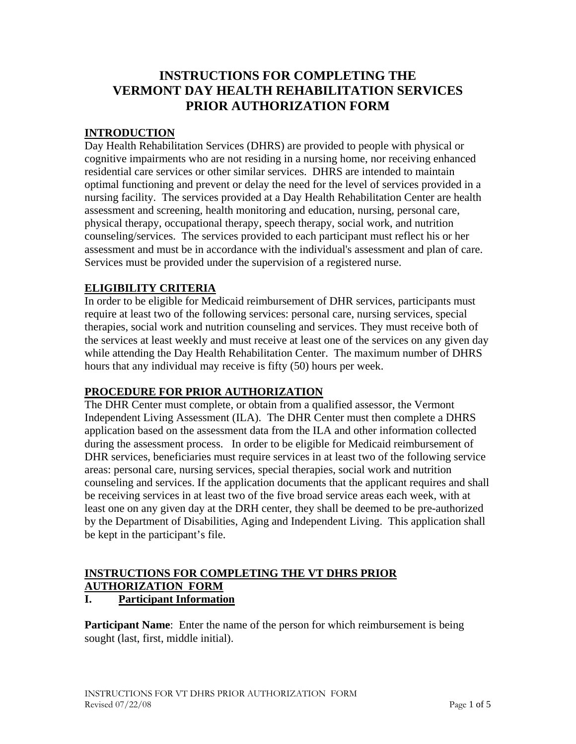# INSTRUCTIONS FOR COMPLETING THE VERMONT DAY HEALTH REHABILITATION SERVICES PRIOR AUTHORIZATION FORM

## INTRODUCTION

Day Health Rehabilitation Services (DHRS) are provided to people with physical or cognitive impairments who are not residing in a nursing home, nor receiving enhanced residential care services or other similar services. DHRS are intended to maintain optimal functioning and prevent or delay the need for the level of services provided in a nursing facility. The services provided at a Day Health Rehabilitation Center are health assessment and screening, health monitoring and education, nursing, personal care, physical therapy, occupational therapy, speech therapy, social work, and nutrition counseling/services. The services provided to each participant must reflect his or her assessment and must be in accordance with the individual's assessment and plan of care. Services must be provided under the supervision of a registered nurse.

## ELIGIBILITY CRITERIA

In order to be eligible for Medicaid reimbursement of DHR services, participants must require at least two of the following services: personal care, nursing services, special therapies, social work and nutrition counseling and services. They must receive both of the services at least weekly and must receive at least one of the services on any given day while attending the Day Health Rehabilitation Center. The maximum number of DHRS hours that any individual may receive is fifty (50) hours per week.

## PROCEDURE FOR PRIOR AUTHORIZATION

The DHR Center must complete, or obtain from a qualified assessor, the Vermont Independent Living Assessment (ILA). The DHR Center must then complete a DHRS application based on the assessment data from the ILA and other information collected during the assessment process. In order to be eligible for Medicaid reimbursement of DHR services, beneficiaries must require services in at least two of the following service areas: personal care, nursing services, special therapies, social work and nutrition counseling and services. If the application documents that the applicant requires and shall be receiving services in at least two of the five broad service areas each week, with at least one on any given day at the DRH center, they shall be deemed to be pre-authorized by the Department of Disabilities, Aging and Independent Living. This application shall be kept in the participant's file.

## INSTRUCTIONS FOR COMPLETING THE VT DHRS PRIOR AUTHORIZATION FORM

### I. Participant Information

**Participant Name**: Enter the name of the person for which reimbursement is being sought (last, first, middle initial).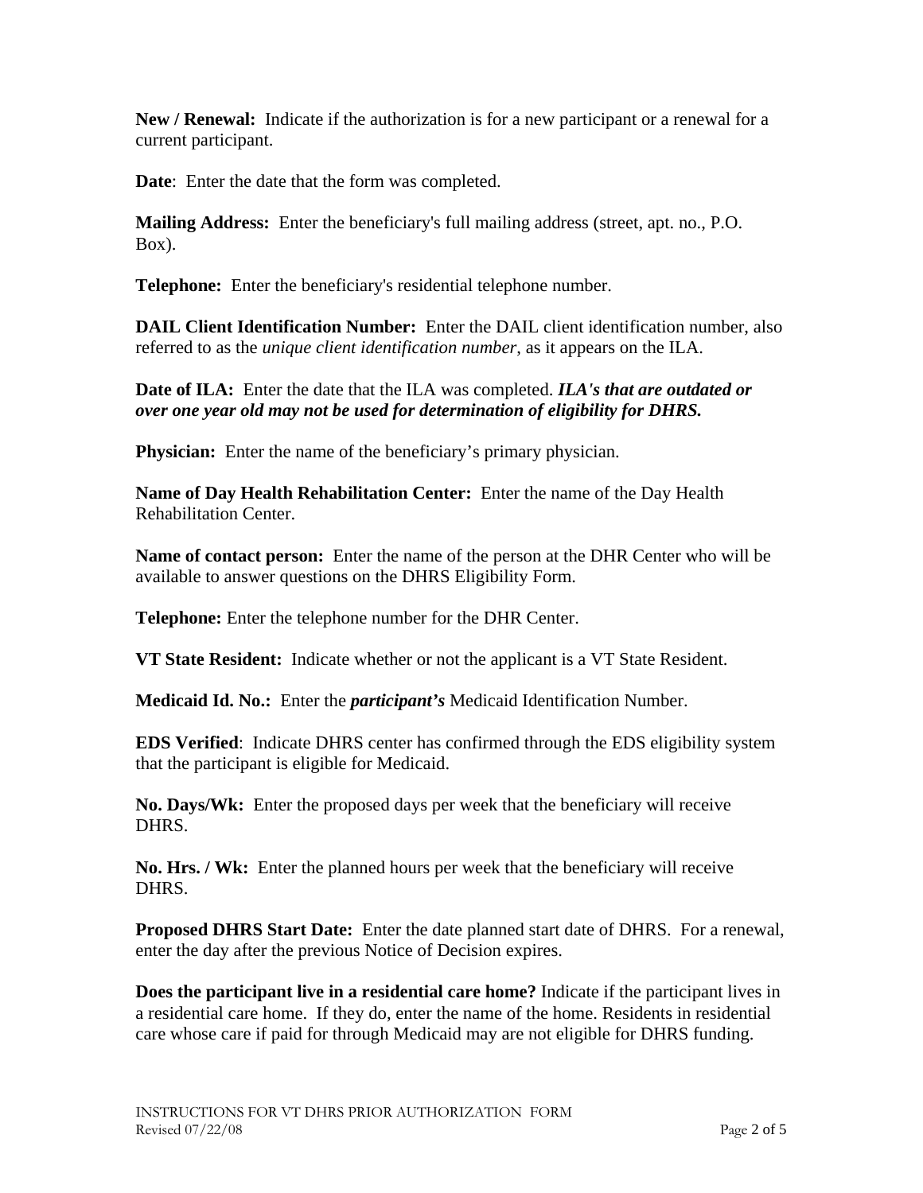**New / Renewal:** Indicate if the authorization is for a new participant or a renewal for a current participant.

**Date**: Enter the date that the form was completed.

**Mailing Address:** Enter the beneficiary's full mailing address (street, apt. no., P.O. Box).

**Telephone:** Enter the beneficiary's residential telephone number.

**DAIL Client Identification Number:** Enter the DAIL client identification number, also referred to as the *unique client identification number*, as it appears on the ILA.

**Date of ILA:** Enter the date that the ILA was completed. ***ILA's that are outdated or over one year old may not be used for determination of eligibility for DHRS.***

**Physician:** Enter the name of the beneficiary's primary physician.

**Name of Day Health Rehabilitation Center:** Enter the name of the Day Health Rehabilitation Center.

**Name of contact person:** Enter the name of the person at the DHR Center who will be available to answer questions on the DHRS Eligibility Form.

**Telephone:** Enter the telephone number for the DHR Center.

**VT State Resident:** Indicate whether or not the applicant is a VT State Resident.

**Medicaid Id. No.:** Enter the ***participant's*** Medicaid Identification Number.

**EDS Verified**: Indicate DHRS center has confirmed through the EDS eligibility system that the participant is eligible for Medicaid.

**No. Days/Wk:** Enter the proposed days per week that the beneficiary will receive DHRS.

**No. Hrs. / Wk:** Enter the planned hours per week that the beneficiary will receive DHRS.

**Proposed DHRS Start Date:** Enter the date planned start date of DHRS. For a renewal, enter the day after the previous Notice of Decision expires.

**Does the participant live in a residential care home?** Indicate if the participant lives in a residential care home. If they do, enter the name of the home. Residents in residential care whose care if paid for through Medicaid may are not eligible for DHRS funding.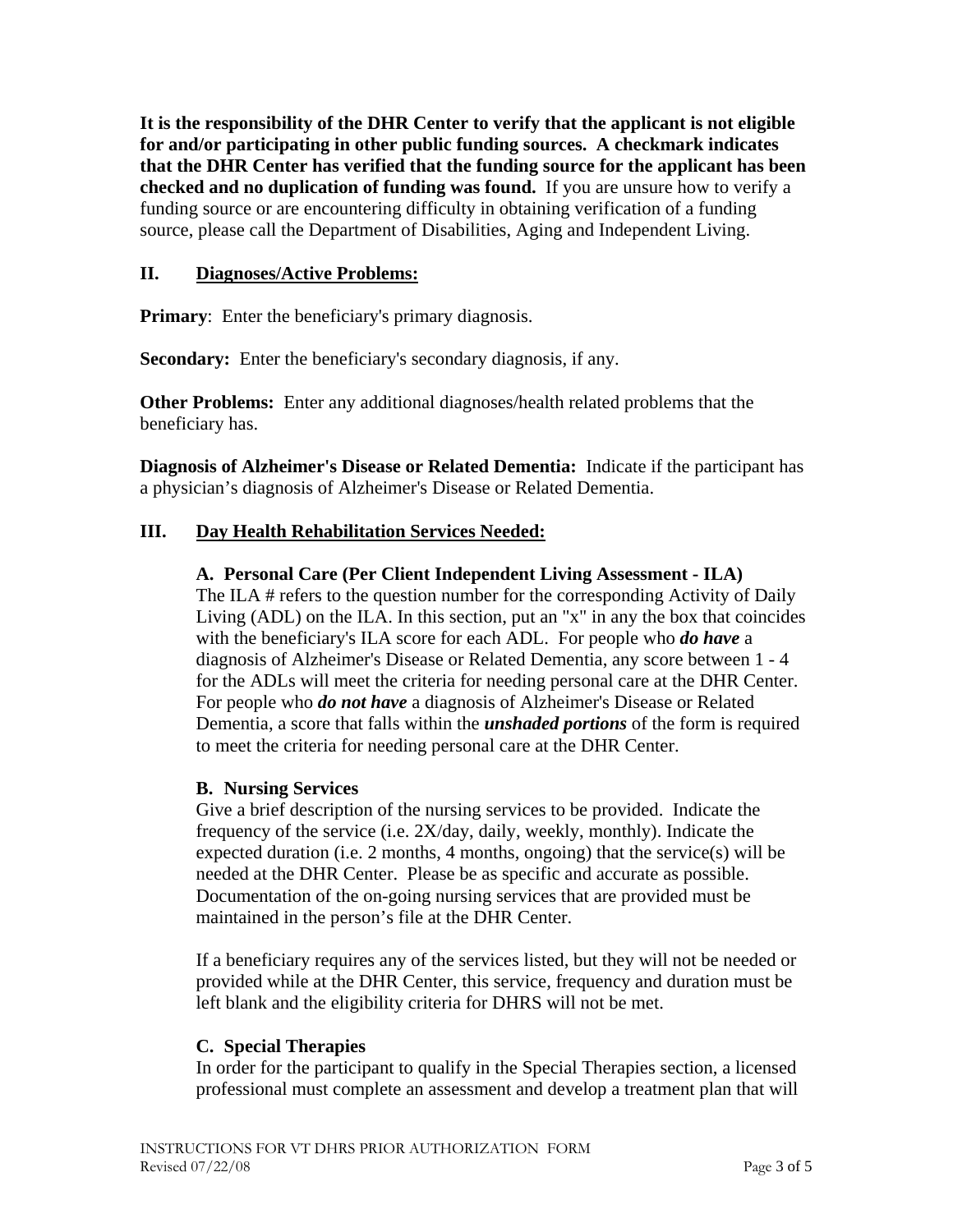**It is the responsibility of the DHR Center to verify that the applicant is not eligible for and/or participating in other public funding sources. A checkmark indicates that the DHR Center has verified that the funding source for the applicant has been checked and no duplication of funding was found.** If you are unsure how to verify a funding source or are encountering difficulty in obtaining verification of a funding source, please call the Department of Disabilities, Aging and Independent Living.

## II. Diagnoses/Active Problems:

**Primary**: Enter the beneficiary's primary diagnosis.

**Secondary:** Enter the beneficiary's secondary diagnosis, if any.

**Other Problems:** Enter any additional diagnoses/health related problems that the beneficiary has.

**Diagnosis of Alzheimer's Disease or Related Dementia:** Indicate if the participant has a physician's diagnosis of Alzheimer's Disease or Related Dementia.

## III. Day Health Rehabilitation Services Needed:

### A. Personal Care (Per Client Independent Living Assessment - ILA)

The ILA # refers to the question number for the corresponding Activity of Daily Living (ADL) on the ILA. In this section, put an "x" in any the box that coincides with the beneficiary's ILA score for each ADL. For people who ***do have*** a diagnosis of Alzheimer's Disease or Related Dementia, any score between 1 - 4 for the ADLs will meet the criteria for needing personal care at the DHR Center. For people who ***do not have*** a diagnosis of Alzheimer's Disease or Related Dementia, a score that falls within the ***unshaded portions*** of the form is required to meet the criteria for needing personal care at the DHR Center.

### B. Nursing Services

Give a brief description of the nursing services to be provided. Indicate the frequency of the service (i.e. 2X/day, daily, weekly, monthly). Indicate the expected duration (i.e. 2 months, 4 months, ongoing) that the service(s) will be needed at the DHR Center. Please be as specific and accurate as possible. Documentation of the on-going nursing services that are provided must be maintained in the person's file at the DHR Center.

If a beneficiary requires any of the services listed, but they will not be needed or provided while at the DHR Center, this service, frequency and duration must be left blank and the eligibility criteria for DHRS will not be met.

### C. Special Therapies

In order for the participant to qualify in the Special Therapies section, a licensed professional must complete an assessment and develop a treatment plan that will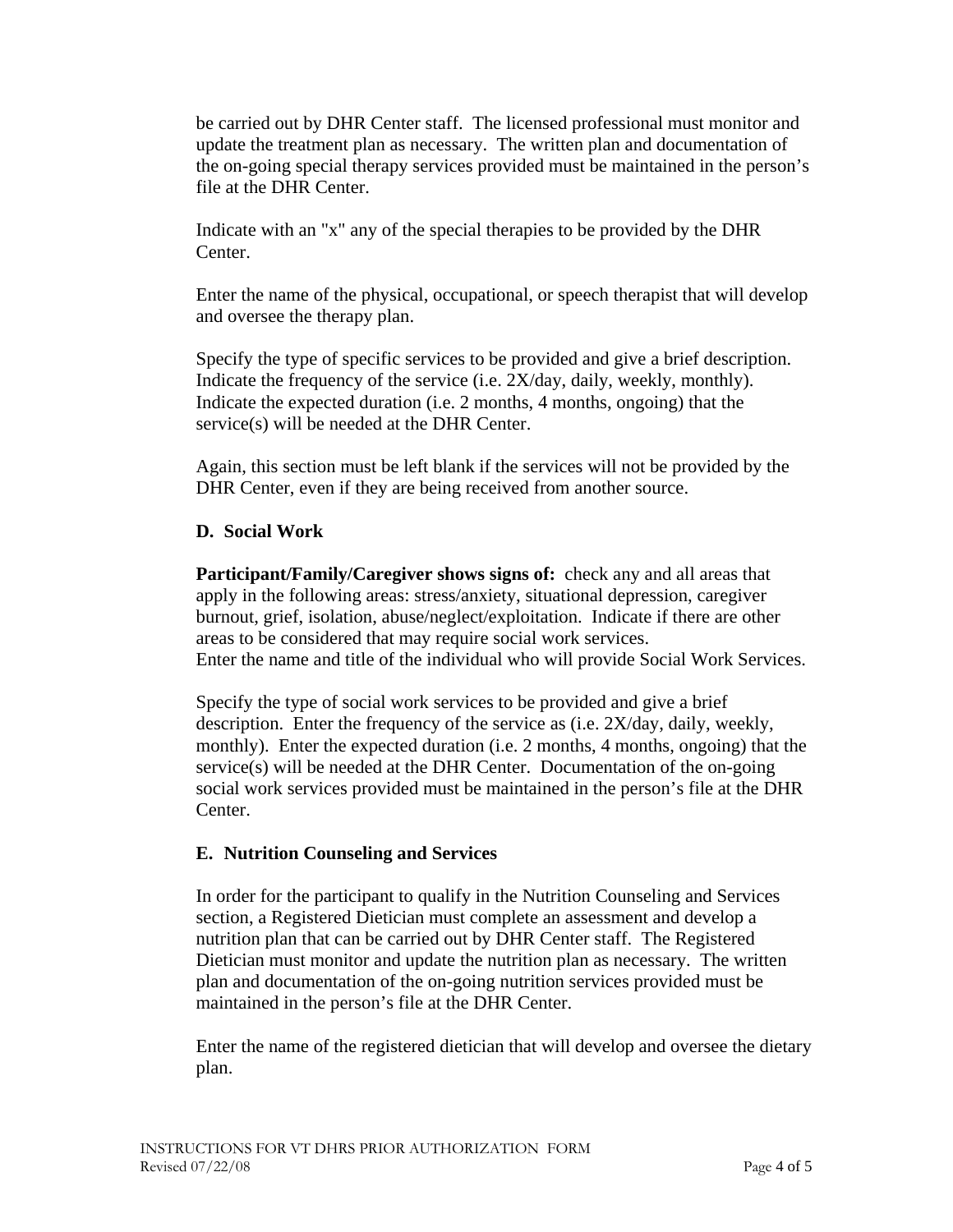be carried out by DHR Center staff. The licensed professional must monitor and update the treatment plan as necessary. The written plan and documentation of the on-going special therapy services provided must be maintained in the person's file at the DHR Center.

Indicate with an "x" any of the special therapies to be provided by the DHR Center.

Enter the name of the physical, occupational, or speech therapist that will develop and oversee the therapy plan.

Specify the type of specific services to be provided and give a brief description. Indicate the frequency of the service (i.e. 2X/day, daily, weekly, monthly). Indicate the expected duration (i.e. 2 months, 4 months, ongoing) that the service(s) will be needed at the DHR Center.

Again, this section must be left blank if the services will not be provided by the DHR Center, even if they are being received from another source.

**D. Social Work**

**Participant/Family/Caregiver shows signs of:** check any and all areas that apply in the following areas: stress/anxiety, situational depression, caregiver burnout, grief, isolation, abuse/neglect/exploitation. Indicate if there are other areas to be considered that may require social work services.
Enter the name and title of the individual who will provide Social Work Services.

Specify the type of social work services to be provided and give a brief description. Enter the frequency of the service as (i.e. 2X/day, daily, weekly, monthly). Enter the expected duration (i.e. 2 months, 4 months, ongoing) that the service(s) will be needed at the DHR Center. Documentation of the on-going social work services provided must be maintained in the person's file at the DHR Center.

**E. Nutrition Counseling and Services**

In order for the participant to qualify in the Nutrition Counseling and Services section, a Registered Dietician must complete an assessment and develop a nutrition plan that can be carried out by DHR Center staff. The Registered Dietician must monitor and update the nutrition plan as necessary. The written plan and documentation of the on-going nutrition services provided must be maintained in the person's file at the DHR Center.

Enter the name of the registered dietician that will develop and oversee the dietary plan.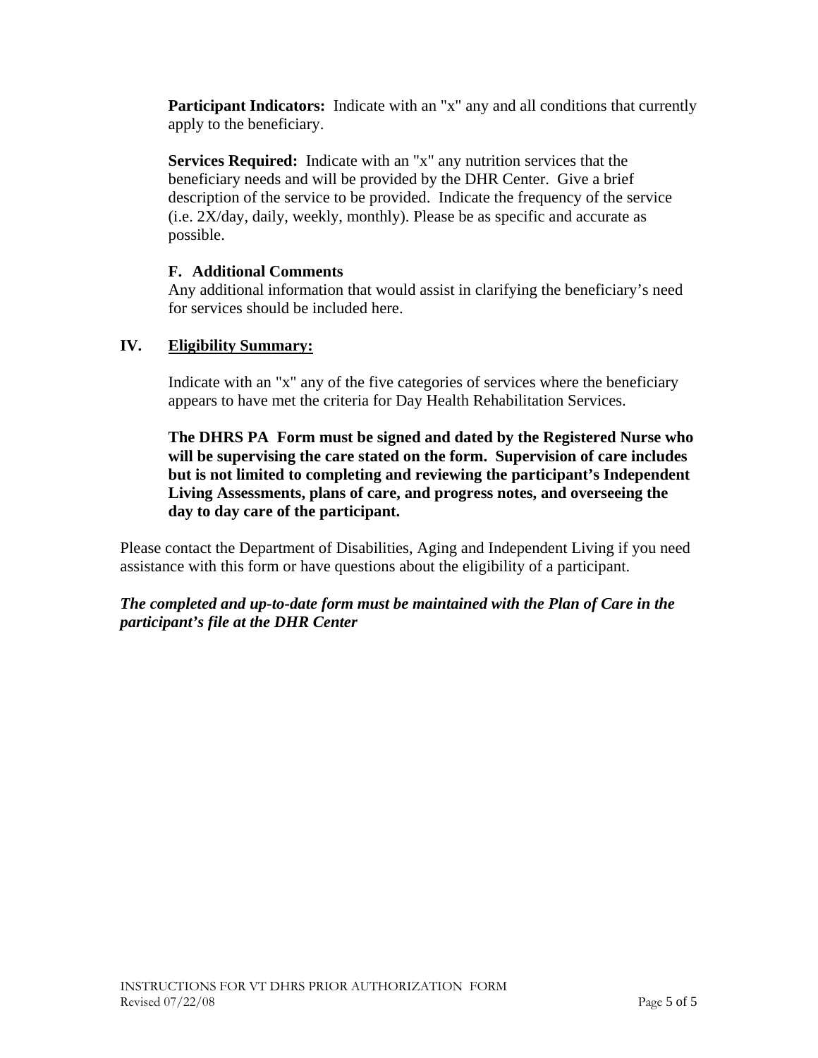**Participant Indicators:** Indicate with an "x" any and all conditions that currently apply to the beneficiary.

**Services Required:** Indicate with an "x" any nutrition services that the beneficiary needs and will be provided by the DHR Center. Give a brief description of the service to be provided. Indicate the frequency of the service (i.e. 2X/day, daily, weekly, monthly). Please be as specific and accurate as possible.

### F. Additional Comments

Any additional information that would assist in clarifying the beneficiary's need for services should be included here.

## IV. Eligibility Summary:

Indicate with an "x" any of the five categories of services where the beneficiary appears to have met the criteria for Day Health Rehabilitation Services.

**The DHRS PA Form must be signed and dated by the Registered Nurse who will be supervising the care stated on the form. Supervision of care includes but is not limited to completing and reviewing the participant's Independent Living Assessments, plans of care, and progress notes, and overseeing the day to day care of the participant.**

Please contact the Department of Disabilities, Aging and Independent Living if you need assistance with this form or have questions about the eligibility of a participant.

***The completed and up-to-date form must be maintained with the Plan of Care in the participant's file at the DHR Center***